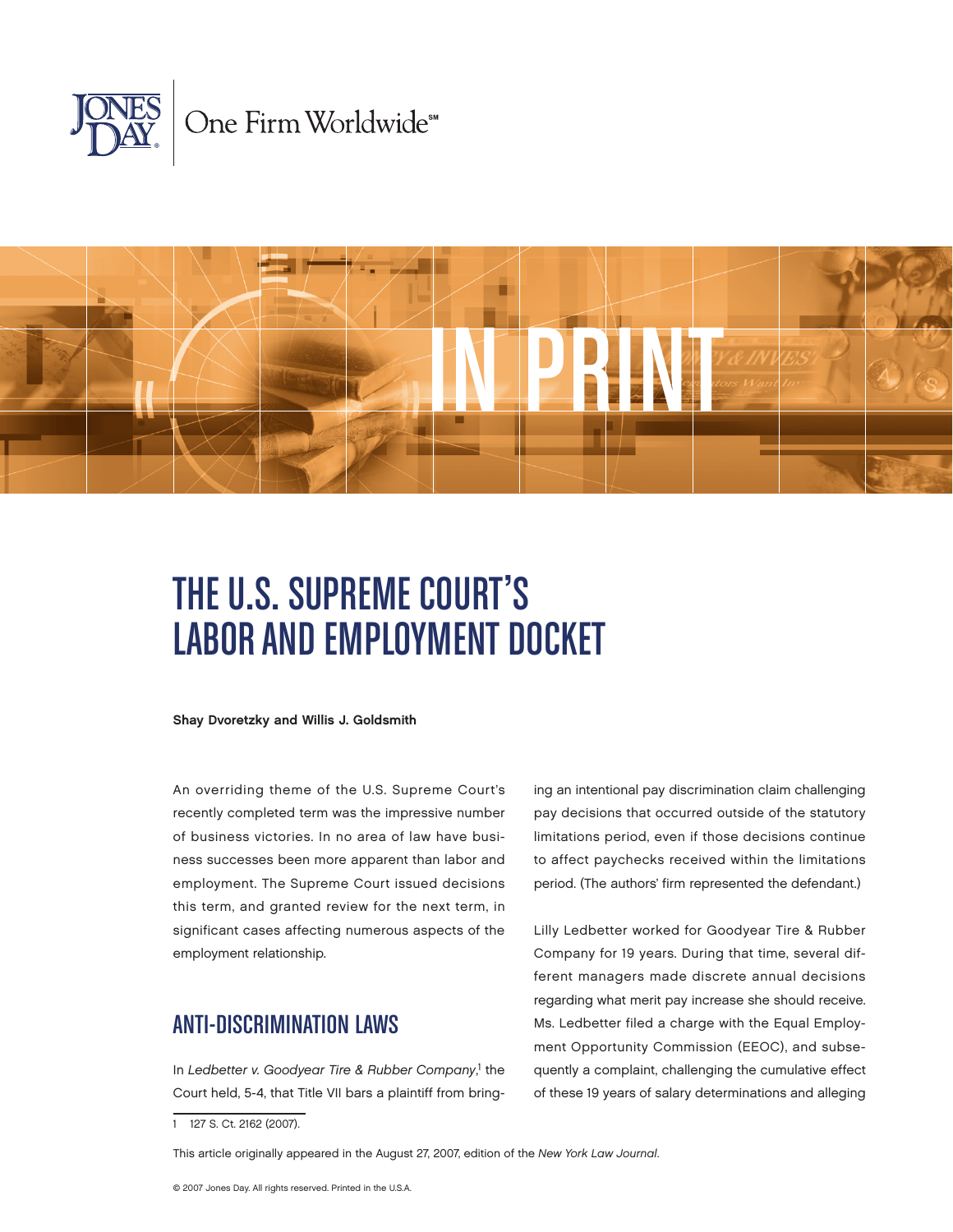# THE U.S. SUPREME COURT'S LABOR AND EMPLOYMENT DOCKET

**Shay Dvoretzky and Willis J. Goldsmith**

An overriding theme of the U.S. Supreme Court's recently completed term was the impressive number of business victories. In no area of law have business successes been more apparent than labor and employment. The Supreme Court issued decisions this term, and granted review for the next term, in significant cases affecting numerous aspects of the employment relationship.

## ANTI-DISCRIMINATION LAWS

In *Ledbetter v. Goodyear Tire & Rubber Company*,[1] the Court held, 5-4, that Title VII bars a plaintiff from bringing an intentional pay discrimination claim challenging pay decisions that occurred outside of the statutory limitations period, even if those decisions continue to affect paychecks received within the limitations period. (The authors' firm represented the defendant.)

Lilly Ledbetter worked for Goodyear Tire & Rubber Company for 19 years. During that time, several different managers made discrete annual decisions regarding what merit pay increase she should receive. Ms. Ledbetter filed a charge with the Equal Employment Opportunity Commission (EEOC), and subsequently a complaint, challenging the cumulative effect of these 19 years of salary determinations and alleging

1 127 S. Ct. 2162 (2007).

This article originally appeared in the August 27, 2007, edition of the *New York Law Journal*.

© 2007 Jones Day. All rights reserved. Printed in the U.S.A.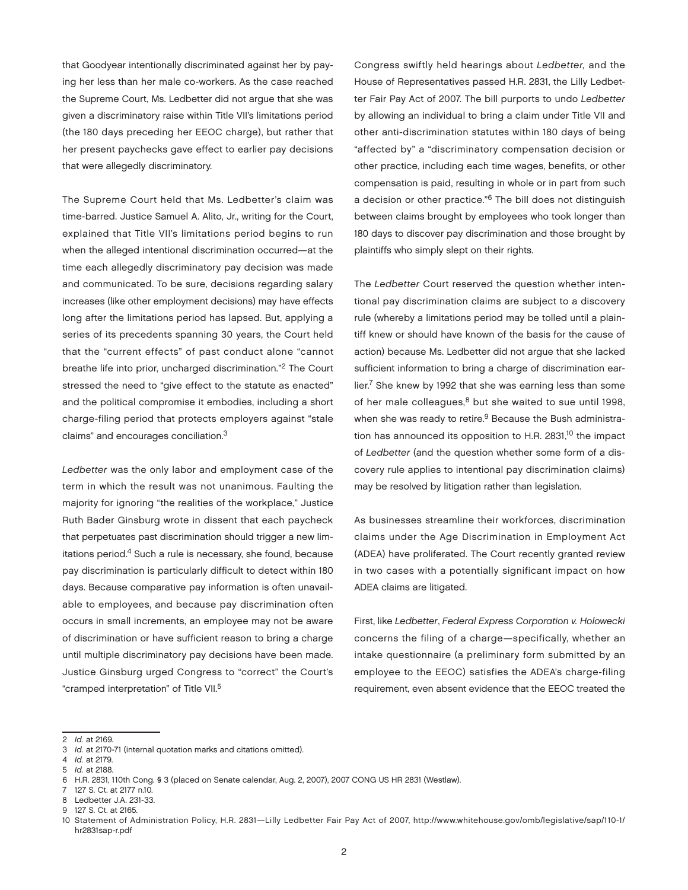that Goodyear intentionally discriminated against her by paying her less than her male co-workers. As the case reached the Supreme Court, Ms. Ledbetter did not argue that she was given a discriminatory raise within Title VII's limitations period (the 180 days preceding her EEOC charge), but rather that her present paychecks gave effect to earlier pay decisions that were allegedly discriminatory.

The Supreme Court held that Ms. Ledbetter's claim was time-barred. Justice Samuel A. Alito, Jr., writing for the Court, explained that Title VII's limitations period begins to run when the alleged intentional discrimination occurred—at the time each allegedly discriminatory pay decision was made and communicated. To be sure, decisions regarding salary increases (like other employment decisions) may have effects long after the limitations period has lapsed. But, applying a series of its precedents spanning 30 years, the Court held that the "current effects" of past conduct alone "cannot breathe life into prior, uncharged discrimination."[2] The Court stressed the need to "give effect to the statute as enacted" and the political compromise it embodies, including a short charge-filing period that protects employers against "stale claims" and encourages conciliation.[3]

*Ledbetter* was the only labor and employment case of the term in which the result was not unanimous. Faulting the majority for ignoring "the realities of the workplace," Justice Ruth Bader Ginsburg wrote in dissent that each paycheck that perpetuates past discrimination should trigger a new limitations period.[4] Such a rule is necessary, she found, because pay discrimination is particularly difficult to detect within 180 days. Because comparative pay information is often unavailable to employees, and because pay discrimination often occurs in small increments, an employee may not be aware of discrimination or have sufficient reason to bring a charge until multiple discriminatory pay decisions have been made. Justice Ginsburg urged Congress to "correct" the Court's "cramped interpretation" of Title VII.[5]

Congress swiftly held hearings about *Ledbetter,* and the House of Representatives passed H.R. 2831, the Lilly Ledbetter Fair Pay Act of 2007. The bill purports to undo *Ledbetter* by allowing an individual to bring a claim under Title VII and other anti-discrimination statutes within 180 days of being "affected by" a "discriminatory compensation decision or other practice, including each time wages, benefits, or other compensation is paid, resulting in whole or in part from such a decision or other practice."[6] The bill does not distinguish between claims brought by employees who took longer than 180 days to discover pay discrimination and those brought by plaintiffs who simply slept on their rights.

The *Ledbetter* Court reserved the question whether intentional pay discrimination claims are subject to a discovery rule (whereby a limitations period may be tolled until a plaintiff knew or should have known of the basis for the cause of action) because Ms. Ledbetter did not argue that she lacked sufficient information to bring a charge of discrimination earlier.[7] She knew by 1992 that she was earning less than some of her male colleagues,[8] but she waited to sue until 1998, when she was ready to retire.[9] Because the Bush administration has announced its opposition to H.R. 2831,[10] the impact of *Ledbetter* (and the question whether some form of a discovery rule applies to intentional pay discrimination claims) may be resolved by litigation rather than legislation.

As businesses streamline their workforces, discrimination claims under the Age Discrimination in Employment Act (ADEA) have proliferated. The Court recently granted review in two cases with a potentially significant impact on how ADEA claims are litigated.

First, like *Ledbetter*, *Federal Express Corporation v. Holowecki* concerns the filing of a charge—specifically, whether an intake questionnaire (a preliminary form submitted by an employee to the EEOC) satisfies the ADEA's charge-filing requirement, even absent evidence that the EEOC treated the

---

2 *Id.* at 2169.
3 *Id.* at 2170-71 (internal quotation marks and citations omitted).
4 *Id.* at 2179.
5 *Id.* at 2188.
6 H.R. 2831, 110th Cong. § 3 (placed on Senate calendar, Aug. 2, 2007), 2007 CONG US HR 2831 (Westlaw).
7 127 S. Ct. at 2177 n.10.
8 Ledbetter J.A. 231-33.
9 127 S. Ct. at 2165.
10 Statement of Administration Policy, H.R. 2831—Lilly Ledbetter Fair Pay Act of 2007, http://www.whitehouse.gov/omb/legislative/sap/110-1/hr2831sap-r.pdf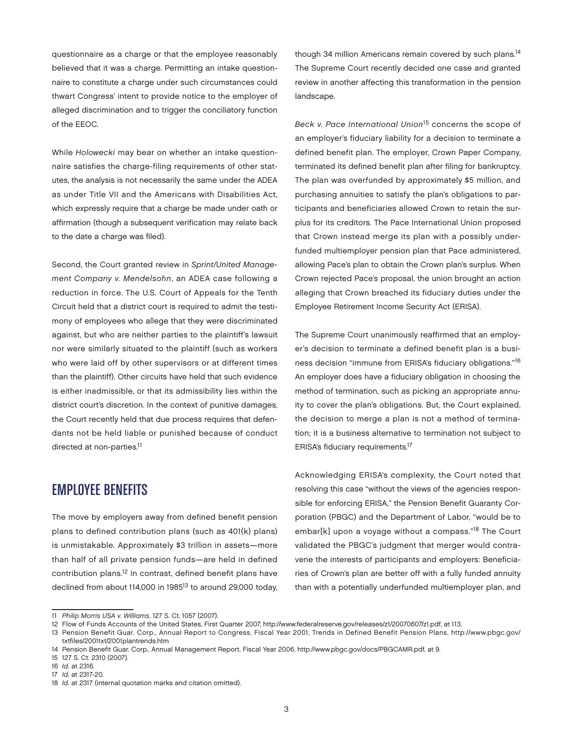questionnaire as a charge or that the employee reasonably believed that it was a charge. Permitting an intake questionnaire to constitute a charge under such circumstances could thwart Congress' intent to provide notice to the employer of alleged discrimination and to trigger the conciliatory function of the EEOC.

While *Holowecki* may bear on whether an intake questionnaire satisfies the charge-filing requirements of other statutes, the analysis is not necessarily the same under the ADEA as under Title VII and the Americans with Disabilities Act, which expressly require that a charge be made under oath or affirmation (though a subsequent verification may relate back to the date a charge was filed).

Second, the Court granted review in *Sprint/United Management Company v. Mendelsohn*, an ADEA case following a reduction in force. The U.S. Court of Appeals for the Tenth Circuit held that a district court is required to admit the testimony of employees who allege that they were discriminated against, but who are neither parties to the plaintiff's lawsuit nor were similarly situated to the plaintiff (such as workers who were laid off by other supervisors or at different times than the plaintiff). Other circuits have held that such evidence is either inadmissible, or that its admissibility lies within the district court's discretion. In the context of punitive damages, the Court recently held that due process requires that defendants not be held liable or punished because of conduct directed at non-parties.[11]

## EMPLOYEE BENEFITS

The move by employers away from defined benefit pension plans to defined contribution plans (such as 401(k) plans) is unmistakable. Approximately $3 trillion in assets—more than half of all private pension funds—are held in defined contribution plans.[12] In contrast, defined benefit plans have declined from about 114,000 in 1985[13] to around 29,000 today, though 34 million Americans remain covered by such plans.[14] The Supreme Court recently decided one case and granted review in another affecting this transformation in the pension landscape.

*Beck v. Pace International Union*[15] concerns the scope of an employer's fiduciary liability for a decision to terminate a defined benefit plan. The employer, Crown Paper Company, terminated its defined benefit plan after filing for bankruptcy. The plan was overfunded by approximately $5 million, and purchasing annuities to satisfy the plan's obligations to participants and beneficiaries allowed Crown to retain the surplus for its creditors. The Pace International Union proposed that Crown instead merge its plan with a possibly underfunded multiemployer pension plan that Pace administered, allowing Pace's plan to obtain the Crown plan's surplus. When Crown rejected Pace's proposal, the union brought an action alleging that Crown breached its fiduciary duties under the Employee Retirement Income Security Act (ERISA).

The Supreme Court unanimously reaffirmed that an employer's decision to terminate a defined benefit plan is a business decision "immune from ERISA's fiduciary obligations."[16] An employer does have a fiduciary obligation in choosing the method of termination, such as picking an appropriate annuity to cover the plan's obligations. But, the Court explained, the decision to merge a plan is not a method of termination; it is a business alternative to termination not subject to ERISA's fiduciary requirements.[17]

Acknowledging ERISA's complexity, the Court noted that resolving this case "without the views of the agencies responsible for enforcing ERISA," the Pension Benefit Guaranty Corporation (PBGC) and the Department of Labor, "would be to embar[k] upon a voyage without a compass."[18] The Court validated the PBGC's judgment that merger would contravene the interests of participants and employers: Beneficiaries of Crown's plan are better off with a fully funded annuity than with a potentially underfunded multiemployer plan, and

---

11 *Philip Morris USA v. Williams*, 127 S. Ct. 1057 (2007).

12 Flow of Funds Accounts of the United States, First Quarter 2007, http://www.federalreserve.gov/releases/z1/20070607/z1.pdf, at 113.

13 Pension Benefit Guar. Corp., Annual Report to Congress, Fiscal Year 2001, Trends in Defined Benefit Pension Plans, http://www.pbgc.gov/txtfiles/2001txt/2001plantrends.htm

14 Pension Benefit Guar. Corp., Annual Management Report, Fiscal Year 2006, http://www.pbgc.gov/docs/PBGCAMR.pdf, at 9.

15 127 S. Ct. 2310 (2007).

16 *Id.* at 2316.

17 *Id.* at 2317-20.

18 *Id.* at 2317 (internal quotation marks and citation omitted).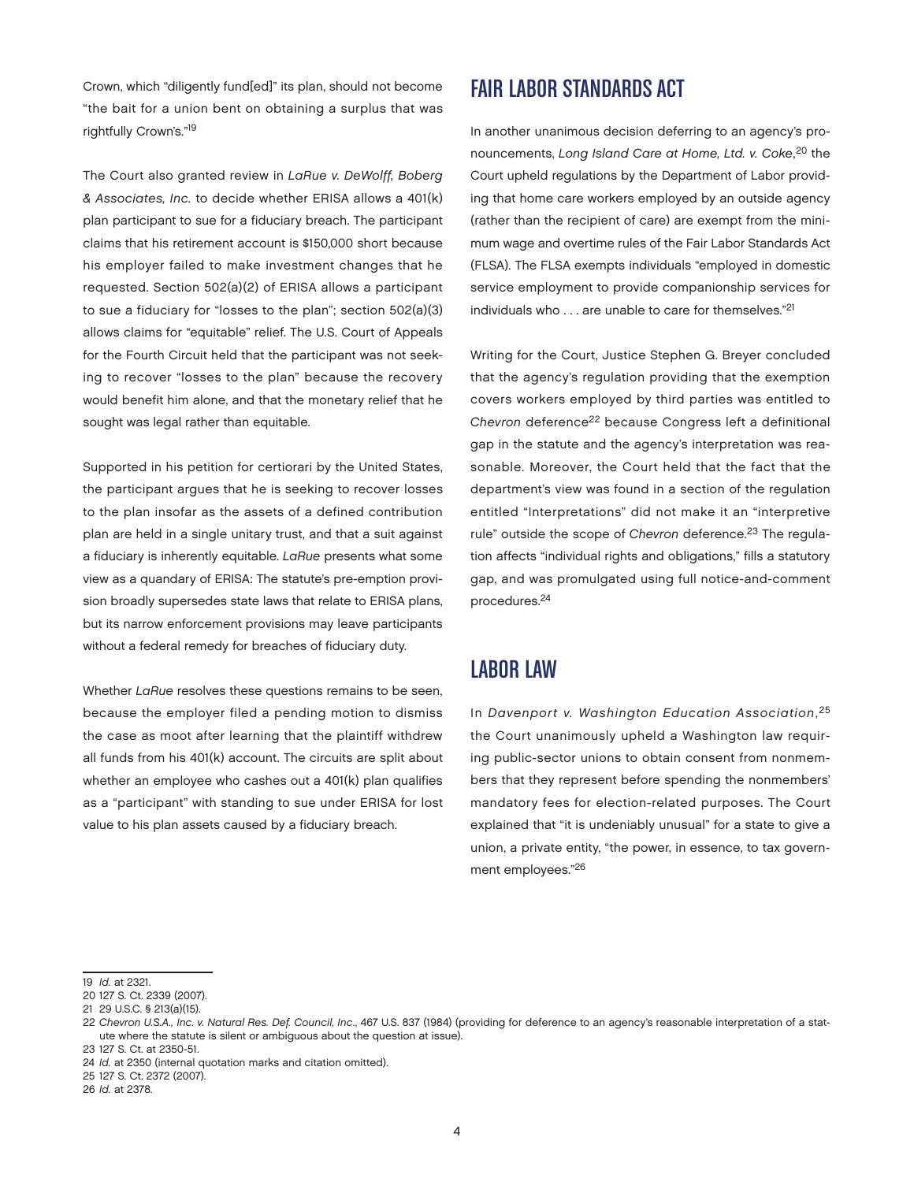Crown, which "diligently fund[ed]" its plan, should not become "the bait for a union bent on obtaining a surplus that was rightfully Crown's."[19]

The Court also granted review in *LaRue v. DeWolff, Boberg & Associates, Inc.* to decide whether ERISA allows a 401(k) plan participant to sue for a fiduciary breach. The participant claims that his retirement account is $150,000 short because his employer failed to make investment changes that he requested. Section 502(a)(2) of ERISA allows a participant to sue a fiduciary for "losses to the plan"; section 502(a)(3) allows claims for "equitable" relief. The U.S. Court of Appeals for the Fourth Circuit held that the participant was not seeking to recover "losses to the plan" because the recovery would benefit him alone, and that the monetary relief that he sought was legal rather than equitable.

Supported in his petition for certiorari by the United States, the participant argues that he is seeking to recover losses to the plan insofar as the assets of a defined contribution plan are held in a single unitary trust, and that a suit against a fiduciary is inherently equitable. *LaRue* presents what some view as a quandary of ERISA: The statute's pre-emption provision broadly supersedes state laws that relate to ERISA plans, but its narrow enforcement provisions may leave participants without a federal remedy for breaches of fiduciary duty.

Whether *LaRue* resolves these questions remains to be seen, because the employer filed a pending motion to dismiss the case as moot after learning that the plaintiff withdrew all funds from his 401(k) account. The circuits are split about whether an employee who cashes out a 401(k) plan qualifies as a "participant" with standing to sue under ERISA for lost value to his plan assets caused by a fiduciary breach.

## FAIR LABOR STANDARDS ACT

In another unanimous decision deferring to an agency's pronouncements, *Long Island Care at Home, Ltd. v. Coke*,[20] the Court upheld regulations by the Department of Labor providing that home care workers employed by an outside agency (rather than the recipient of care) are exempt from the minimum wage and overtime rules of the Fair Labor Standards Act (FLSA). The FLSA exempts individuals "employed in domestic service employment to provide companionship services for individuals who . . . are unable to care for themselves."[21]

Writing for the Court, Justice Stephen G. Breyer concluded that the agency's regulation providing that the exemption covers workers employed by third parties was entitled to *Chevron* deference[22] because Congress left a definitional gap in the statute and the agency's interpretation was reasonable. Moreover, the Court held that the fact that the department's view was found in a section of the regulation entitled "Interpretations" did not make it an "interpretive rule" outside the scope of *Chevron* deference.[23] The regulation affects "individual rights and obligations," fills a statutory gap, and was promulgated using full notice-and-comment procedures.[24]

## LABOR LAW

In *Davenport v. Washington Education Association*,[25] the Court unanimously upheld a Washington law requiring public-sector unions to obtain consent from nonmembers that they represent before spending the nonmembers' mandatory fees for election-related purposes. The Court explained that "it is undeniably unusual" for a state to give a union, a private entity, "the power, in essence, to tax government employees."[26]

---

19 *Id.* at 2321.

20 127 S. Ct. 2339 (2007).

21 29 U.S.C. § 213(a)(15).

22 *Chevron U.S.A., Inc. v. Natural Res. Def. Council, Inc.*, 467 U.S. 837 (1984) (providing for deference to an agency's reasonable interpretation of a statute where the statute is silent or ambiguous about the question at issue).

23 127 S. Ct. at 2350-51.

24 *Id.* at 2350 (internal quotation marks and citation omitted).

25 127 S. Ct. 2372 (2007).

26 *Id.* at 2378.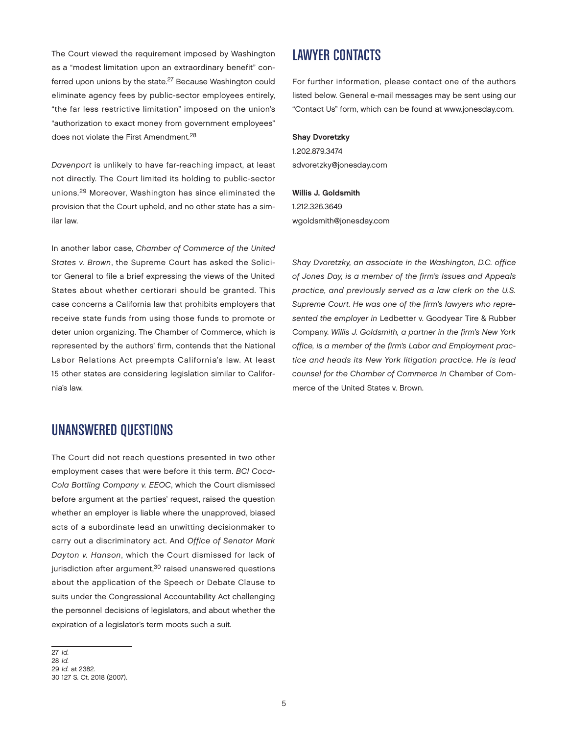The Court viewed the requirement imposed by Washington as a "modest limitation upon an extraordinary benefit" conferred upon unions by the state.[27] Because Washington could eliminate agency fees by public-sector employees entirely, "the far less restrictive limitation" imposed on the union's "authorization to exact money from government employees" does not violate the First Amendment.[28]

*Davenport* is unlikely to have far-reaching impact, at least not directly. The Court limited its holding to public-sector unions.[29] Moreover, Washington has since eliminated the provision that the Court upheld, and no other state has a similar law.

In another labor case, *Chamber of Commerce of the United States v. Brown*, the Supreme Court has asked the Solicitor General to file a brief expressing the views of the United States about whether certiorari should be granted. This case concerns a California law that prohibits employers that receive state funds from using those funds to promote or deter union organizing. The Chamber of Commerce, which is represented by the authors' firm, contends that the National Labor Relations Act preempts California's law. At least 15 other states are considering legislation similar to California's law.

## UNANSWERED QUESTIONS

The Court did not reach questions presented in two other employment cases that were before it this term. *BCI Coca-Cola Bottling Company v. EEOC*, which the Court dismissed before argument at the parties' request, raised the question whether an employer is liable where the unapproved, biased acts of a subordinate lead an unwitting decisionmaker to carry out a discriminatory act. And *Office of Senator Mark Dayton v. Hanson*, which the Court dismissed for lack of jurisdiction after argument,[30] raised unanswered questions about the application of the Speech or Debate Clause to suits under the Congressional Accountability Act challenging the personnel decisions of legislators, and about whether the expiration of a legislator's term moots such a suit.

27 *Id.*
28 *Id.*
29 *Id.* at 2382.
30 127 S. Ct. 2018 (2007).

## LAWYER CONTACTS

For further information, please contact one of the authors listed below. General e-mail messages may be sent using our "Contact Us" form, which can be found at www.jonesday.com.

**Shay Dvoretzky**
1.202.879.3474
sdvoretzky@jonesday.com

**Willis J. Goldsmith**
1.212.326.3649
wgoldsmith@jonesday.com

*Shay Dvoretzky, an associate in the Washington, D.C. office of Jones Day, is a member of the firm's Issues and Appeals practice, and previously served as a law clerk on the U.S. Supreme Court. He was one of the firm's lawyers who represented the employer in* Ledbetter v. Goodyear Tire & Rubber Company. *Willis J. Goldsmith, a partner in the firm's New York office, is a member of the firm's Labor and Employment practice and heads its New York litigation practice. He is lead counsel for the Chamber of Commerce in* Chamber of Commerce of the United States v. Brown.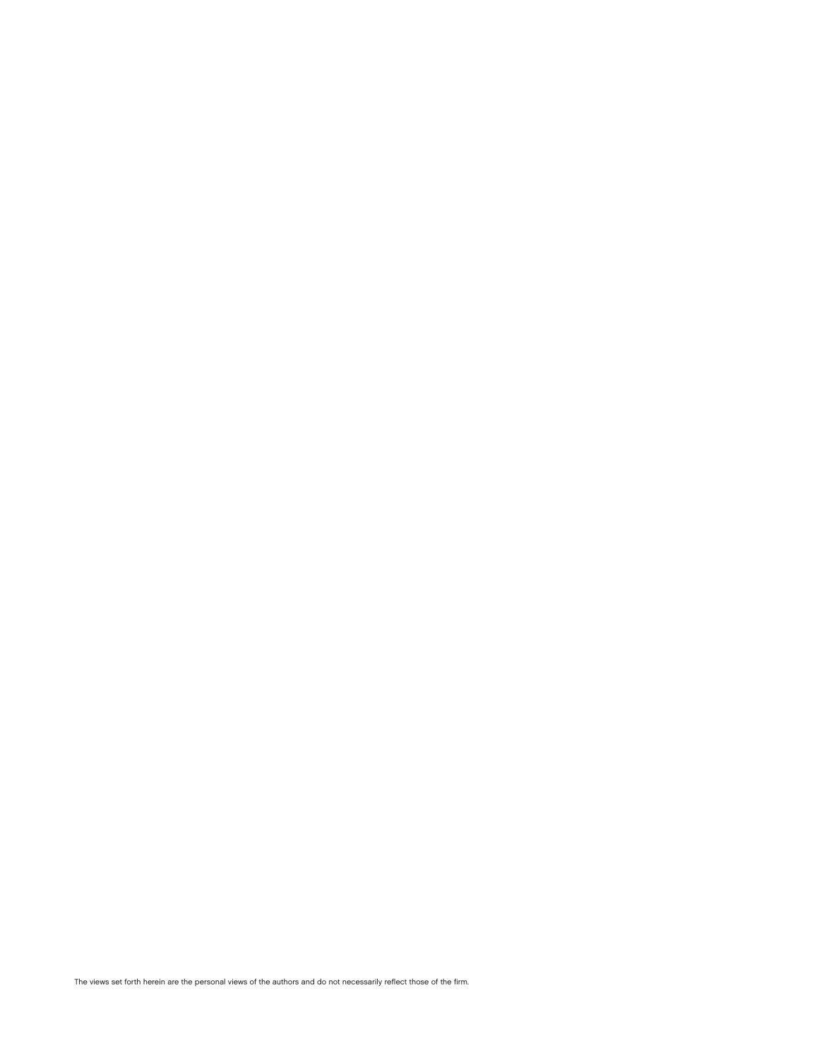The views set forth herein are the personal views of the authors and do not necessarily reflect those of the firm.